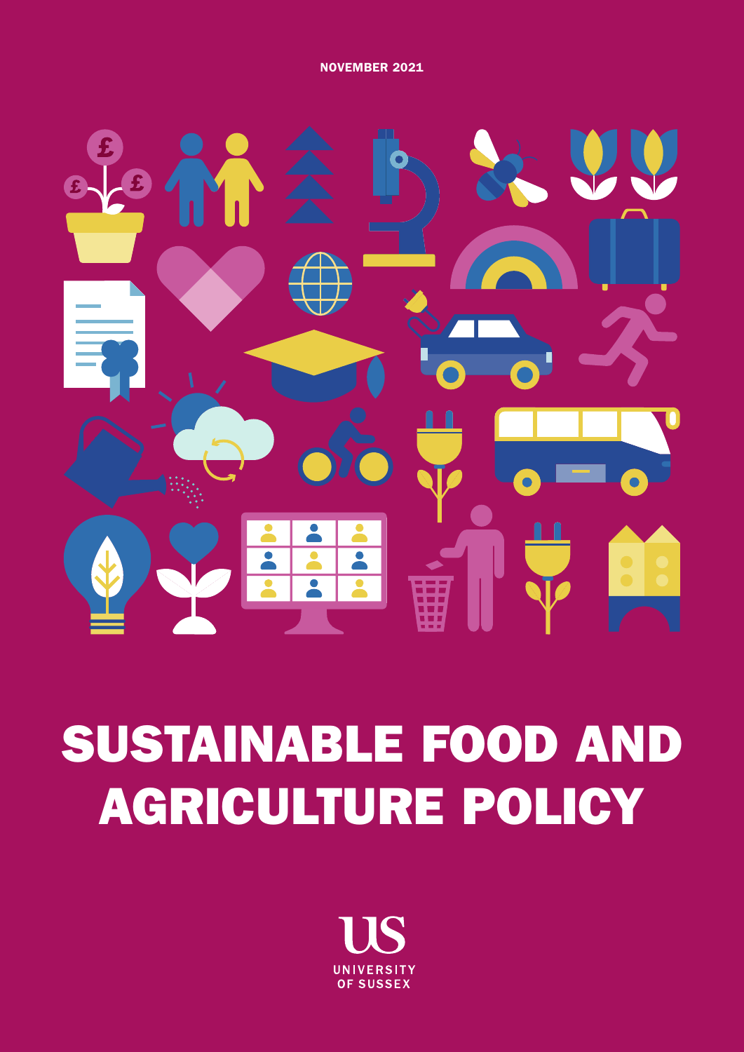NOVEMBER 2021

# SUSTAINABLE FOOD AND AGRICULTURE POLICY

UNIVERSITY OF SUSSEX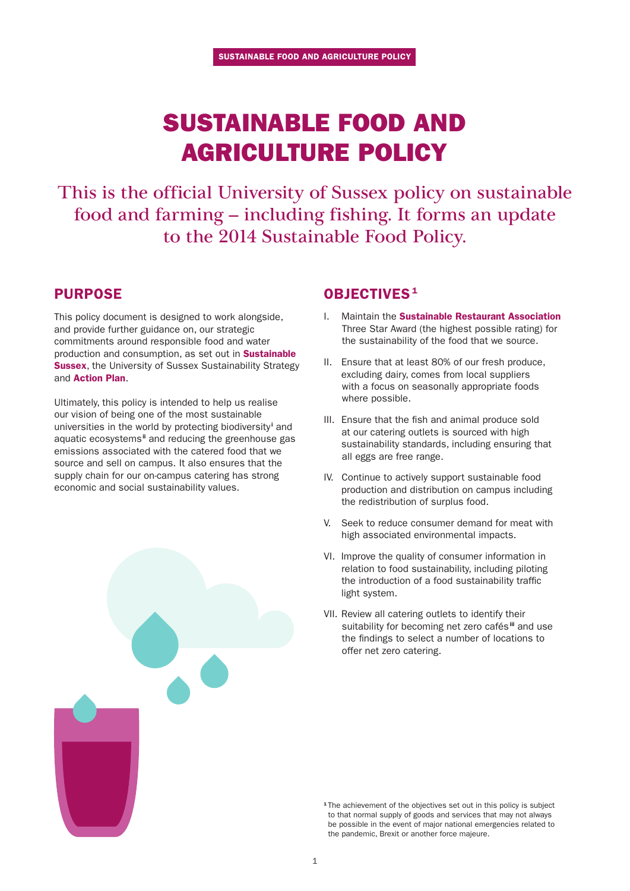# SUSTAINABLE FOOD AND AGRICULTURE POLICY

This is the official University of Sussex policy on sustainable food and farming – including fishing. It forms an update to the 2014 Sustainable Food Policy.

## PURPOSE

This policy document is designed to work alongside, and provide further guidance on, our strategic commitments around responsible food and water production and consumption, as set out in **Sustainable Sussex**, the University of Sussex Sustainability Strategy and **Action Plan**.

Ultimately, this policy is intended to help us realise our vision of being one of the most sustainable universities in the world by protecting biodiversity[i] and aquatic ecosystems[ii] and reducing the greenhouse gas emissions associated with the catered food that we source and sell on campus. It also ensures that the supply chain for our on-campus catering has strong economic and social sustainability values.

## OBJECTIVES[1]

I. Maintain the **Sustainable Restaurant Association** Three Star Award (the highest possible rating) for the sustainability of the food that we source.

II. Ensure that at least 80% of our fresh produce, excluding dairy, comes from local suppliers with a focus on seasonally appropriate foods where possible.

III. Ensure that the fish and animal produce sold at our catering outlets is sourced with high sustainability standards, including ensuring that all eggs are free range.

IV. Continue to actively support sustainable food production and distribution on campus including the redistribution of surplus food.

V. Seek to reduce consumer demand for meat with high associated environmental impacts.

VI. Improve the quality of consumer information in relation to food sustainability, including piloting the introduction of a food sustainability traffic light system.

VII. Review all catering outlets to identify their suitability for becoming net zero cafés[iii] and use the findings to select a number of locations to offer net zero catering.

[1] The achievement of the objectives set out in this policy is subject to that normal supply of goods and services that may not always be possible in the event of major national emergencies related to the pandemic, Brexit or another force majeure.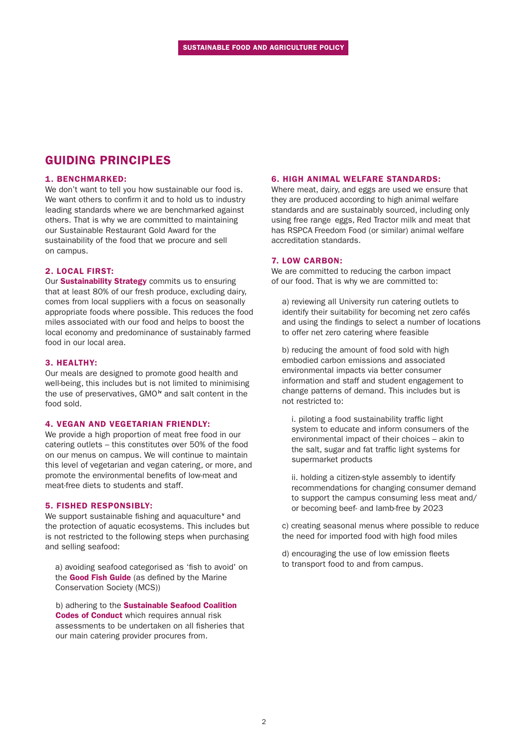## GUIDING PRINCIPLES

### 1. BENCHMARKED:

We don't want to tell you how sustainable our food is. We want others to confirm it and to hold us to industry leading standards where we are benchmarked against others. That is why we are committed to maintaining our Sustainable Restaurant Gold Award for the sustainability of the food that we procure and sell on campus.

### 2. LOCAL FIRST:

Our **Sustainability Strategy** commits us to ensuring that at least 80% of our fresh produce, excluding dairy, comes from local suppliers with a focus on seasonally appropriate foods where possible. This reduces the food miles associated with our food and helps to boost the local economy and predominance of sustainably farmed food in our local area.

### 3. HEALTHY:

Our meals are designed to promote good health and well-being, this includes but is not limited to minimising the use of preservatives, GMO[iv] and salt content in the food sold.

### 4. VEGAN AND VEGETARIAN FRIENDLY:

We provide a high proportion of meat free food in our catering outlets – this constitutes over 50% of the food on our menus on campus. We will continue to maintain this level of vegetarian and vegan catering, or more, and promote the environmental benefits of low-meat and meat-free diets to students and staff.

### 5. FISHED RESPONSIBLY:

We support sustainable fishing and aquaculture[v] and the protection of aquatic ecosystems. This includes but is not restricted to the following steps when purchasing and selling seafood:

a) avoiding seafood categorised as 'fish to avoid' on the **Good Fish Guide** (as defined by the Marine Conservation Society (MCS))

b) adhering to the **Sustainable Seafood Coalition Codes of Conduct** which requires annual risk assessments to be undertaken on all fisheries that our main catering provider procures from.

### 6. HIGH ANIMAL WELFARE STANDARDS:

Where meat, dairy, and eggs are used we ensure that they are produced according to high animal welfare standards and are sustainably sourced, including only using free range eggs, Red Tractor milk and meat that has RSPCA Freedom Food (or similar) animal welfare accreditation standards.

### 7. LOW CARBON:

We are committed to reducing the carbon impact of our food. That is why we are committed to:

a) reviewing all University run catering outlets to identify their suitability for becoming net zero cafés and using the findings to select a number of locations to offer net zero catering where feasible

b) reducing the amount of food sold with high embodied carbon emissions and associated environmental impacts via better consumer information and staff and student engagement to change patterns of demand. This includes but is not restricted to:

i. piloting a food sustainability traffic light system to educate and inform consumers of the environmental impact of their choices – akin to the salt, sugar and fat traffic light systems for supermarket products

ii. holding a citizen-style assembly to identify recommendations for changing consumer demand to support the campus consuming less meat and/ or becoming beef- and lamb-free by 2023

c) creating seasonal menus where possible to reduce the need for imported food with high food miles

d) encouraging the use of low emission fleets to transport food to and from campus.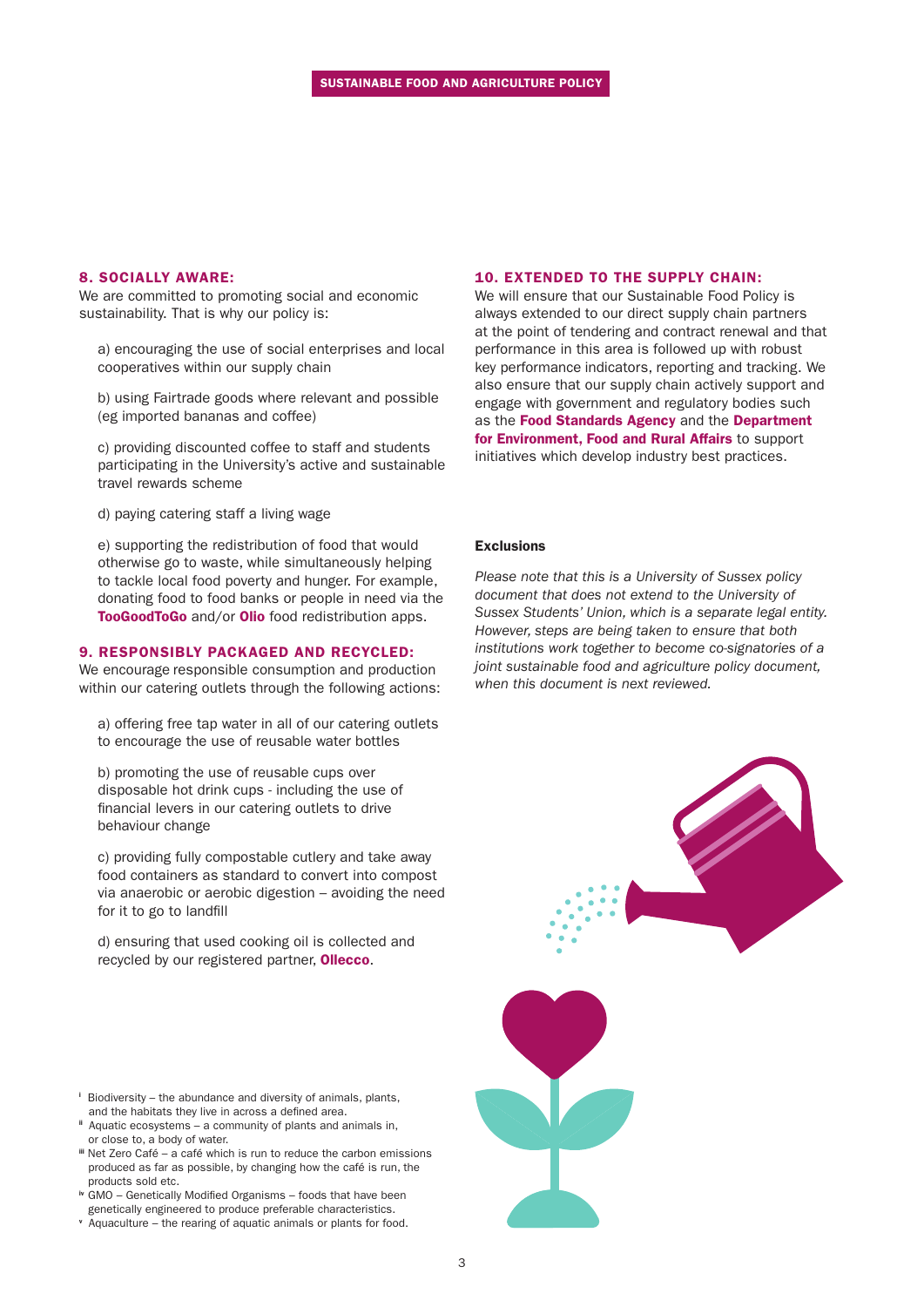### 8. SOCIALLY AWARE:

We are committed to promoting social and economic sustainability. That is why our policy is:

a) encouraging the use of social enterprises and local cooperatives within our supply chain

b) using Fairtrade goods where relevant and possible (eg imported bananas and coffee)

c) providing discounted coffee to staff and students participating in the University's active and sustainable travel rewards scheme

d) paying catering staff a living wage

e) supporting the redistribution of food that would otherwise go to waste, while simultaneously helping to tackle local food poverty and hunger. For example, donating food to food banks or people in need via the **TooGoodToGo** and/or **Olio** food redistribution apps.

### 9. RESPONSIBLY PACKAGED AND RECYCLED:

We encourage responsible consumption and production within our catering outlets through the following actions:

a) offering free tap water in all of our catering outlets to encourage the use of reusable water bottles

b) promoting the use of reusable cups over disposable hot drink cups - including the use of financial levers in our catering outlets to drive behaviour change

c) providing fully compostable cutlery and take away food containers as standard to convert into compost via anaerobic or aerobic digestion – avoiding the need for it to go to landfill

d) ensuring that used cooking oil is collected and recycled by our registered partner, **Ollecco**.

### 10. EXTENDED TO THE SUPPLY CHAIN:

We will ensure that our Sustainable Food Policy is always extended to our direct supply chain partners at the point of tendering and contract renewal and that performance in this area is followed up with robust key performance indicators, reporting and tracking. We also ensure that our supply chain actively support and engage with government and regulatory bodies such as the **Food Standards Agency** and the **Department for Environment, Food and Rural Affairs** to support initiatives which develop industry best practices.

**Exclusions**

*Please note that this is a University of Sussex policy document that does not extend to the University of Sussex Students' Union, which is a separate legal entity. However, steps are being taken to ensure that both institutions work together to become co-signatories of a joint sustainable food and agriculture policy document, when this document is next reviewed.*

[i] Biodiversity – the abundance and diversity of animals, plants, and the habitats they live in across a defined area.

[ii] Aquatic ecosystems – a community of plants and animals in, or close to, a body of water.

[iii] Net Zero Café – a café which is run to reduce the carbon emissions produced as far as possible, by changing how the café is run, the products sold etc.

[iv] GMO – Genetically Modified Organisms – foods that have been genetically engineered to produce preferable characteristics.

[v] Aquaculture – the rearing of aquatic animals or plants for food.